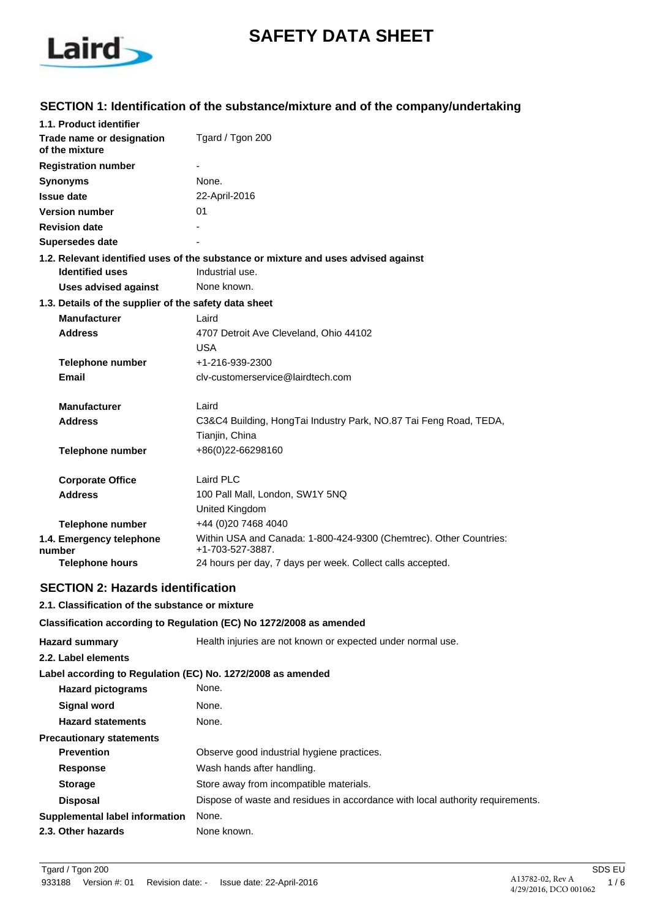# SAFETY DATA SHEET

## SECTION 1: Identification of the substance/mixture and of the company/undertaking

**1.1. Product identifier**

| | |
|---|---|
| **Trade name or designation of the mixture** | Tgard / Tgon 200 |
| **Registration number** | - |
| **Synonyms** | None. |
| **Issue date** | 22-April-2016 |
| **Version number** | 01 |
| **Revision date** | - |
| **Supersedes date** | - |

**1.2. Relevant identified uses of the substance or mixture and uses advised against**

| | |
|---|---|
| **Identified uses** | Industrial use. |
| **Uses advised against** | None known. |

**1.3. Details of the supplier of the safety data sheet**

| | |
|---|---|
| **Manufacturer** | Laird |
| **Address** | 4707 Detroit Ave Cleveland, Ohio 44102<br>USA |
| **Telephone number** | +1-216-939-2300 |
| **Email** | clv-customerservice@lairdtech.com |
| **Manufacturer** | Laird |
| **Address** | C3&C4 Building, HongTai Industry Park, NO.87 Tai Feng Road, TEDA,<br>Tianjin, China |
| **Telephone number** | +86(0)22-66298160 |
| **Corporate Office** | Laird PLC |
| **Address** | 100 Pall Mall, London, SW1Y 5NQ<br>United Kingdom |
| **Telephone number** | +44 (0)20 7468 4040 |
| **1.4. Emergency telephone number** | Within USA and Canada: 1-800-424-9300 (Chemtrec). Other Countries: +1-703-527-3887. |
| **Telephone hours** | 24 hours per day, 7 days per week. Collect calls accepted. |

## SECTION 2: Hazards identification

**2.1. Classification of the substance or mixture**

**Classification according to Regulation (EC) No 1272/2008 as amended**

| | |
|---|---|
| **Hazard summary** | Health injuries are not known or expected under normal use. |

**2.2. Label elements**

**Label according to Regulation (EC) No. 1272/2008 as amended**

| | |
|---|---|
| **Hazard pictograms** | None. |
| **Signal word** | None. |
| **Hazard statements** | None. |

**Precautionary statements**

| | |
|---|---|
| **Prevention** | Observe good industrial hygiene practices. |
| **Response** | Wash hands after handling. |
| **Storage** | Store away from incompatible materials. |
| **Disposal** | Dispose of waste and residues in accordance with local authority requirements. |
| **Supplemental label information** | None. |
| **2.3. Other hazards** | None known. |

A13782-02, Rev A
4/29/2016, DCO 001062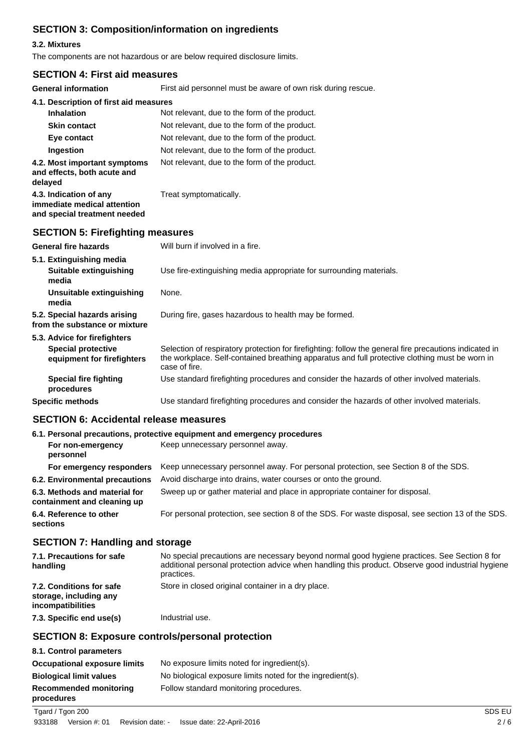## SECTION 3: Composition/information on ingredients

### 3.2. Mixtures

The components are not hazardous or are below required disclosure limits.

## SECTION 4: First aid measures

| | |
|---|---|
| **General information** | First aid personnel must be aware of own risk during rescue. |
| **4.1. Description of first aid measures** | |
| **Inhalation** | Not relevant, due to the form of the product. |
| **Skin contact** | Not relevant, due to the form of the product. |
| **Eye contact** | Not relevant, due to the form of the product. |
| **Ingestion** | Not relevant, due to the form of the product. |
| **4.2. Most important symptoms and effects, both acute and delayed** | Not relevant, due to the form of the product. |
| **4.3. Indication of any immediate medical attention and special treatment needed** | Treat symptomatically. |

## SECTION 5: Firefighting measures

| | |
|---|---|
| **General fire hazards** | Will burn if involved in a fire. |
| **5.1. Extinguishing media** | |
| **Suitable extinguishing media** | Use fire-extinguishing media appropriate for surrounding materials. |
| **Unsuitable extinguishing media** | None. |
| **5.2. Special hazards arising from the substance or mixture** | During fire, gases hazardous to health may be formed. |
| **5.3. Advice for firefighters** | |
| **Special protective equipment for firefighters** | Selection of respiratory protection for firefighting: follow the general fire precautions indicated in the workplace. Self-contained breathing apparatus and full protective clothing must be worn in case of fire. |
| **Special fire fighting procedures** | Use standard firefighting procedures and consider the hazards of other involved materials. |
| **Specific methods** | Use standard firefighting procedures and consider the hazards of other involved materials. |

## SECTION 6: Accidental release measures

| | |
|---|---|
| **6.1. Personal precautions, protective equipment and emergency procedures** | |
| **For non-emergency personnel** | Keep unnecessary personnel away. |
| **For emergency responders** | Keep unnecessary personnel away. For personal protection, see Section 8 of the SDS. |
| **6.2. Environmental precautions** | Avoid discharge into drains, water courses or onto the ground. |
| **6.3. Methods and material for containment and cleaning up** | Sweep up or gather material and place in appropriate container for disposal. |
| **6.4. Reference to other sections** | For personal protection, see section 8 of the SDS. For waste disposal, see section 13 of the SDS. |

## SECTION 7: Handling and storage

| | |
|---|---|
| **7.1. Precautions for safe handling** | No special precautions are necessary beyond normal good hygiene practices. See Section 8 for additional personal protection advice when handling this product. Observe good industrial hygiene practices. |
| **7.2. Conditions for safe storage, including any incompatibilities** | Store in closed original container in a dry place. |
| **7.3. Specific end use(s)** | Industrial use. |

## SECTION 8: Exposure controls/personal protection

| | |
|---|---|
| **8.1. Control parameters** | |
| **Occupational exposure limits** | No exposure limits noted for ingredient(s). |
| **Biological limit values** | No biological exposure limits noted for the ingredient(s). |
| **Recommended monitoring procedures** | Follow standard monitoring procedures. |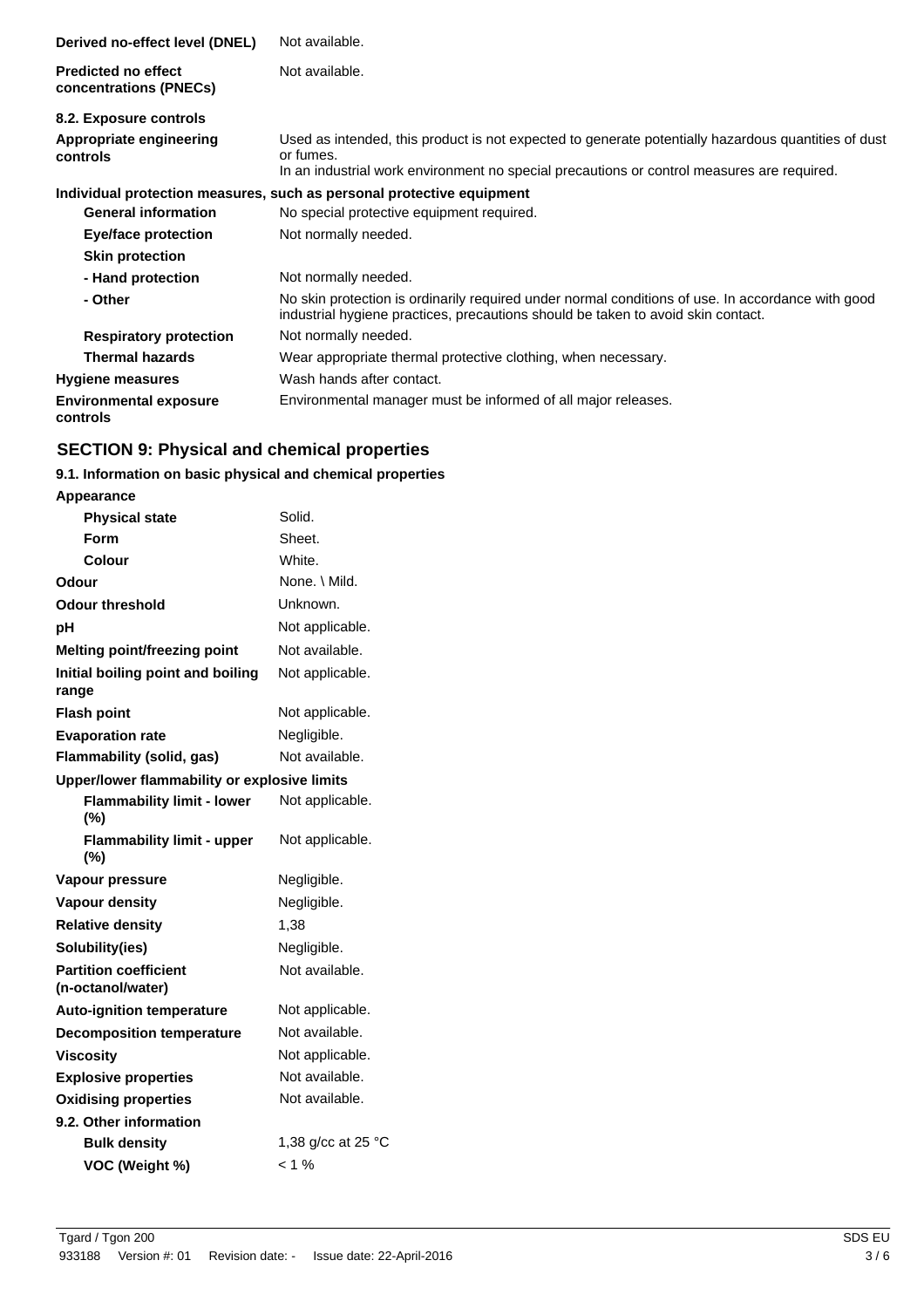| | |
|---|---|
| **Derived no-effect level (DNEL)** | Not available. |
| **Predicted no effect concentrations (PNECs)** | Not available. |

**8.2. Exposure controls**

| | |
|---|---|
| **Appropriate engineering controls** | Used as intended, this product is not expected to generate potentially hazardous quantities of dust or fumes. In an industrial work environment no special precautions or control measures are required. |

**Individual protection measures, such as personal protective equipment**

| | |
|---|---|
| **General information** | No special protective equipment required. |
| **Eye/face protection** | Not normally needed. |
| **Skin protection** | |
| **- Hand protection** | Not normally needed. |
| **- Other** | No skin protection is ordinarily required under normal conditions of use. In accordance with good industrial hygiene practices, precautions should be taken to avoid skin contact. |
| **Respiratory protection** | Not normally needed. |
| **Thermal hazards** | Wear appropriate thermal protective clothing, when necessary. |
| **Hygiene measures** | Wash hands after contact. |
| **Environmental exposure controls** | Environmental manager must be informed of all major releases. |

## SECTION 9: Physical and chemical properties

**9.1. Information on basic physical and chemical properties**

| | |
|---|---|
| **Appearance** | |
| **Physical state** | Solid. |
| **Form** | Sheet. |
| **Colour** | White. |
| **Odour** | None. \ Mild. |
| **Odour threshold** | Unknown. |
| **pH** | Not applicable. |
| **Melting point/freezing point** | Not available. |
| **Initial boiling point and boiling range** | Not applicable. |
| **Flash point** | Not applicable. |
| **Evaporation rate** | Negligible. |
| **Flammability (solid, gas)** | Not available. |
| **Upper/lower flammability or explosive limits** | |
| **Flammability limit - lower (%)** | Not applicable. |
| **Flammability limit - upper (%)** | Not applicable. |
| **Vapour pressure** | Negligible. |
| **Vapour density** | Negligible. |
| **Relative density** | 1,38 |
| **Solubility(ies)** | Negligible. |
| **Partition coefficient (n-octanol/water)** | Not available. |
| **Auto-ignition temperature** | Not applicable. |
| **Decomposition temperature** | Not available. |
| **Viscosity** | Not applicable. |
| **Explosive properties** | Not available. |
| **Oxidising properties** | Not available. |

**9.2. Other information**

| | |
|---|---|
| **Bulk density** | 1,38 g/cc at 25 °C |
| **VOC (Weight %)** | < 1 % |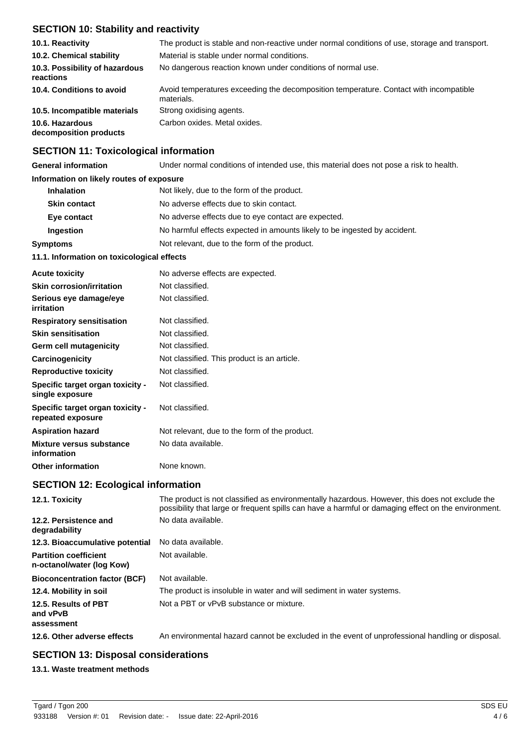## SECTION 10: Stability and reactivity

| | |
|---|---|
| **10.1. Reactivity** | The product is stable and non-reactive under normal conditions of use, storage and transport. |
| **10.2. Chemical stability** | Material is stable under normal conditions. |
| **10.3. Possibility of hazardous reactions** | No dangerous reaction known under conditions of normal use. |
| **10.4. Conditions to avoid** | Avoid temperatures exceeding the decomposition temperature. Contact with incompatible materials. |
| **10.5. Incompatible materials** | Strong oxidising agents. |
| **10.6. Hazardous decomposition products** | Carbon oxides. Metal oxides. |

## SECTION 11: Toxicological information

| | |
|---|---|
| **General information** | Under normal conditions of intended use, this material does not pose a risk to health. |

**Information on likely routes of exposure**

| | |
|---|---|
| **Inhalation** | Not likely, due to the form of the product. |
| **Skin contact** | No adverse effects due to skin contact. |
| **Eye contact** | No adverse effects due to eye contact are expected. |
| **Ingestion** | No harmful effects expected in amounts likely to be ingested by accident. |
| **Symptoms** | Not relevant, due to the form of the product. |

**11.1. Information on toxicological effects**

| | |
|---|---|
| **Acute toxicity** | No adverse effects are expected. |
| **Skin corrosion/irritation** | Not classified. |
| **Serious eye damage/eye irritation** | Not classified. |
| **Respiratory sensitisation** | Not classified. |
| **Skin sensitisation** | Not classified. |
| **Germ cell mutagenicity** | Not classified. |
| **Carcinogenicity** | Not classified. This product is an article. |
| **Reproductive toxicity** | Not classified. |
| **Specific target organ toxicity - single exposure** | Not classified. |
| **Specific target organ toxicity - repeated exposure** | Not classified. |
| **Aspiration hazard** | Not relevant, due to the form of the product. |
| **Mixture versus substance information** | No data available. |
| **Other information** | None known. |

## SECTION 12: Ecological information

| | |
|---|---|
| **12.1. Toxicity** | The product is not classified as environmentally hazardous. However, this does not exclude the possibility that large or frequent spills can have a harmful or damaging effect on the environment. |
| **12.2. Persistence and degradability** | No data available. |
| **12.3. Bioaccumulative potential** | No data available. |
| **Partition coefficient n-octanol/water (log Kow)** | Not available. |
| **Bioconcentration factor (BCF)** | Not available. |
| **12.4. Mobility in soil** | The product is insoluble in water and will sediment in water systems. |
| **12.5. Results of PBT and vPvB assessment** | Not a PBT or vPvB substance or mixture. |
| **12.6. Other adverse effects** | An environmental hazard cannot be excluded in the event of unprofessional handling or disposal. |

## SECTION 13: Disposal considerations

**13.1. Waste treatment methods**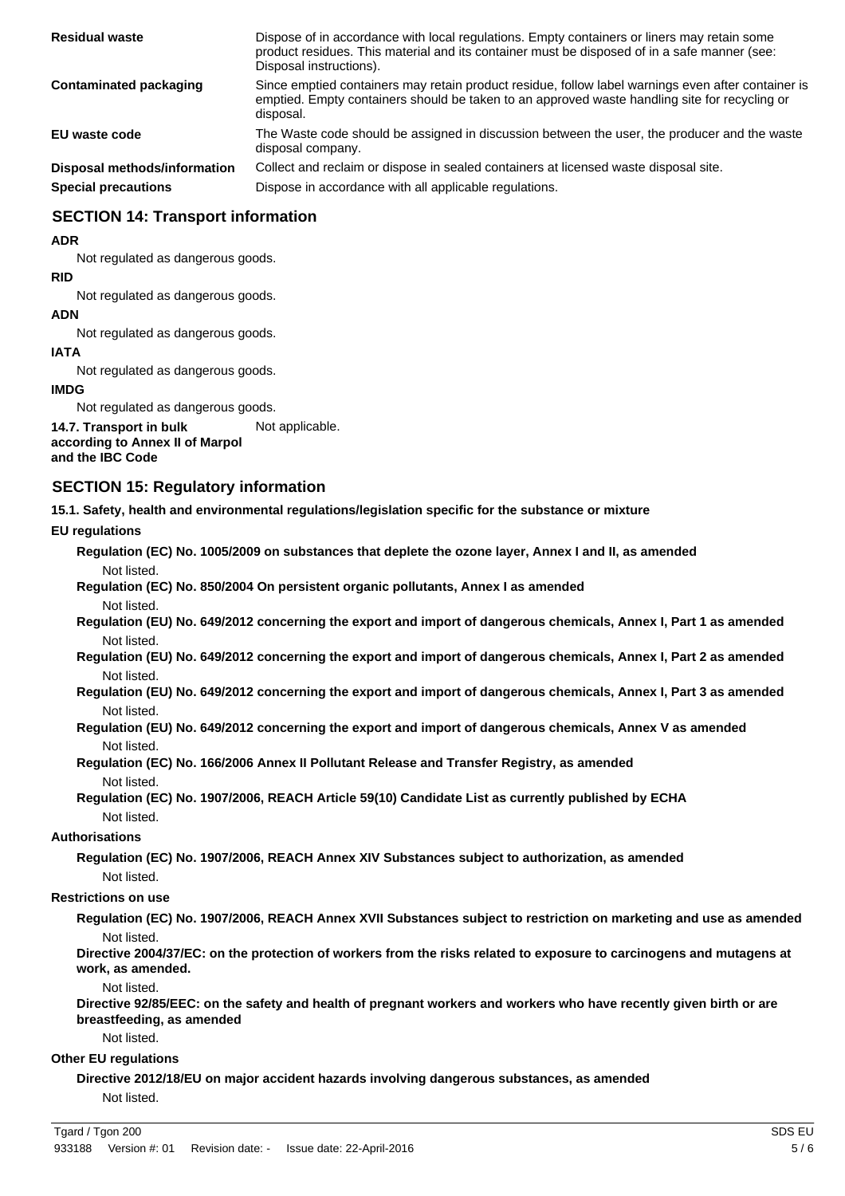| | |
|---|---|
| **Residual waste** | Dispose of in accordance with local regulations. Empty containers or liners may retain some product residues. This material and its container must be disposed of in a safe manner (see: Disposal instructions). |
| **Contaminated packaging** | Since emptied containers may retain product residue, follow label warnings even after container is emptied. Empty containers should be taken to an approved waste handling site for recycling or disposal. |
| **EU waste code** | The Waste code should be assigned in discussion between the user, the producer and the waste disposal company. |
| **Disposal methods/information** | Collect and reclaim or dispose in sealed containers at licensed waste disposal site. |
| **Special precautions** | Dispose in accordance with all applicable regulations. |

## SECTION 14: Transport information

**ADR**

Not regulated as dangerous goods.

**RID**

Not regulated as dangerous goods.

**ADN**

Not regulated as dangerous goods.

**IATA**

Not regulated as dangerous goods.

**IMDG**

Not regulated as dangerous goods.

**14.7. Transport in bulk according to Annex II of Marpol and the IBC Code** Not applicable.

## SECTION 15: Regulatory information

**15.1. Safety, health and environmental regulations/legislation specific for the substance or mixture**

**EU regulations**

**Regulation (EC) No. 1005/2009 on substances that deplete the ozone layer, Annex I and II, as amended**

Not listed.

**Regulation (EC) No. 850/2004 On persistent organic pollutants, Annex I as amended**

Not listed.

**Regulation (EU) No. 649/2012 concerning the export and import of dangerous chemicals, Annex I, Part 1 as amended**

Not listed.

**Regulation (EU) No. 649/2012 concerning the export and import of dangerous chemicals, Annex I, Part 2 as amended**

Not listed.

**Regulation (EU) No. 649/2012 concerning the export and import of dangerous chemicals, Annex I, Part 3 as amended**

Not listed.

**Regulation (EU) No. 649/2012 concerning the export and import of dangerous chemicals, Annex V as amended**

Not listed.

**Regulation (EC) No. 166/2006 Annex II Pollutant Release and Transfer Registry, as amended**

Not listed.

**Regulation (EC) No. 1907/2006, REACH Article 59(10) Candidate List as currently published by ECHA**

Not listed.

**Authorisations**

**Regulation (EC) No. 1907/2006, REACH Annex XIV Substances subject to authorization, as amended**

Not listed.

**Restrictions on use**

**Regulation (EC) No. 1907/2006, REACH Annex XVII Substances subject to restriction on marketing and use as amended**

Not listed.

**Directive 2004/37/EC: on the protection of workers from the risks related to exposure to carcinogens and mutagens at work, as amended.**

Not listed.

**Directive 92/85/EEC: on the safety and health of pregnant workers and workers who have recently given birth or are breastfeeding, as amended**

Not listed.

**Other EU regulations**

**Directive 2012/18/EU on major accident hazards involving dangerous substances, as amended**

Not listed.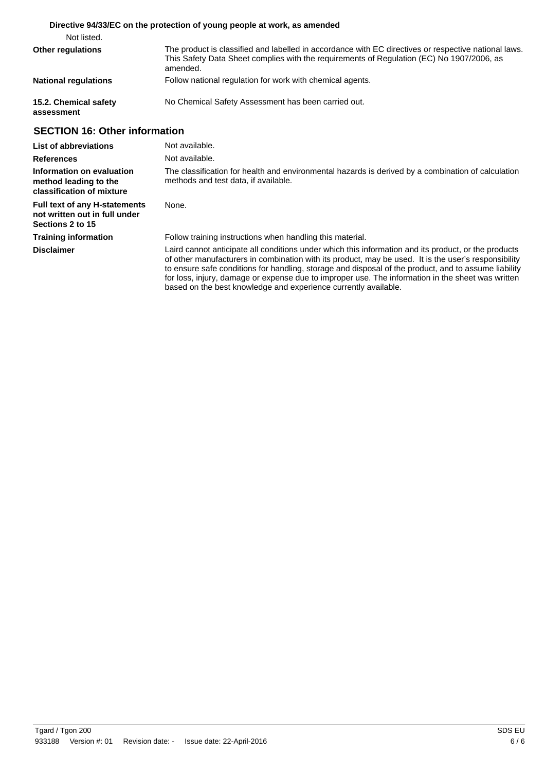**Directive 94/33/EC on the protection of young people at work, as amended**

Not listed.

| | |
|---|---|
| **Other regulations** | The product is classified and labelled in accordance with EC directives or respective national laws. This Safety Data Sheet complies with the requirements of Regulation (EC) No 1907/2006, as amended. |
| **National regulations** | Follow national regulation for work with chemical agents. |
| **15.2. Chemical safety assessment** | No Chemical Safety Assessment has been carried out. |

## SECTION 16: Other information

| | |
|---|---|
| **List of abbreviations** | Not available. |
| **References** | Not available. |
| **Information on evaluation method leading to the classification of mixture** | The classification for health and environmental hazards is derived by a combination of calculation methods and test data, if available. |
| **Full text of any H-statements not written out in full under Sections 2 to 15** | None. |
| **Training information** | Follow training instructions when handling this material. |
| **Disclaimer** | Laird cannot anticipate all conditions under which this information and its product, or the products of other manufacturers in combination with its product, may be used. It is the user's responsibility to ensure safe conditions for handling, storage and disposal of the product, and to assume liability for loss, injury, damage or expense due to improper use. The information in the sheet was written based on the best knowledge and experience currently available. |